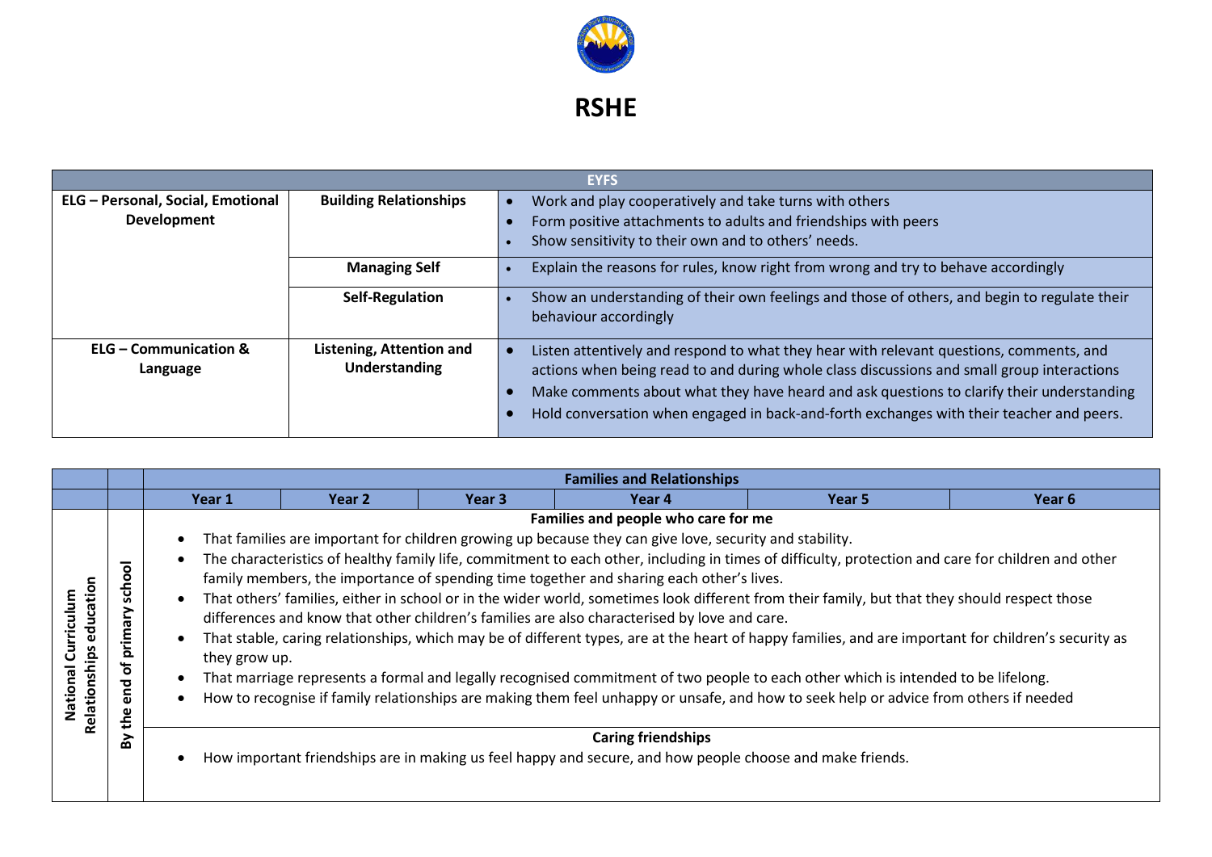# RSHE

| EYFS | | |
|---|---|---|
| **ELG – Personal, Social, Emotional Development** | **Building Relationships** | • Work and play cooperatively and take turns with others<br>• Form positive attachments to adults and friendships with peers<br>• Show sensitivity to their own and to others' needs. |
| | **Managing Self** | • Explain the reasons for rules, know right from wrong and try to behave accordingly |
| | **Self-Regulation** | • Show an understanding of their own feelings and those of others, and begin to regulate their behaviour accordingly |
| **ELG – Communication & Language** | **Listening, Attention and Understanding** | • Listen attentively and respond to what they hear with relevant questions, comments, and actions when being read to and during whole class discussions and small group interactions<br>• Make comments about what they have heard and ask questions to clarify their understanding<br>• Hold conversation when engaged in back-and-forth exchanges with their teacher and peers. |

| | | Families and Relationships | | | | | |
|---|---|---|---|---|---|---|---|
| | | **Year 1** | **Year 2** | **Year 3** | **Year 4** | **Year 5** | **Year 6** |
| **National Curriculum Relationships education** | **By the end of primary school** | **Families and people who care for me**<br>• That families are important for children growing up because they can give love, security and stability.<br>• The characteristics of healthy family life, commitment to each other, including in times of difficulty, protection and care for children and other family members, the importance of spending time together and sharing each other's lives.<br>• That others' families, either in school or in the wider world, sometimes look different from their family, but that they should respect those differences and know that other children's families are also characterised by love and care.<br>• That stable, caring relationships, which may be of different types, are at the heart of happy families, and are important for children's security as they grow up.<br>• That marriage represents a formal and legally recognised commitment of two people to each other which is intended to be lifelong.<br>• How to recognise if family relationships are making them feel unhappy or unsafe, and how to seek help or advice from others if needed | | | | | |
| | | **Caring friendships**<br>• How important friendships are in making us feel happy and secure, and how people choose and make friends. | | | | | |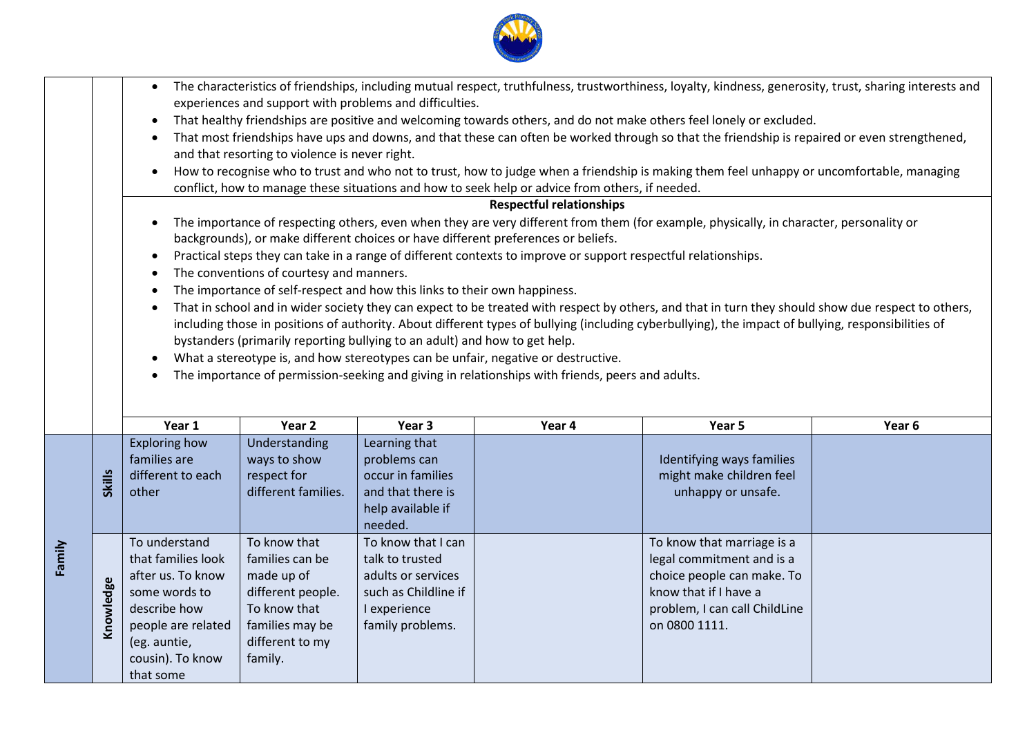- The characteristics of friendships, including mutual respect, truthfulness, trustworthiness, loyalty, kindness, generosity, trust, sharing interests and experiences and support with problems and difficulties.
- That healthy friendships are positive and welcoming towards others, and do not make others feel lonely or excluded.
- That most friendships have ups and downs, and that these can often be worked through so that the friendship is repaired or even strengthened, and that resorting to violence is never right.
- How to recognise who to trust and who not to trust, how to judge when a friendship is making them feel unhappy or uncomfortable, managing conflict, how to manage these situations and how to seek help or advice from others, if needed.

**Respectful relationships**

- The importance of respecting others, even when they are very different from them (for example, physically, in character, personality or backgrounds), or make different choices or have different preferences or beliefs.
- Practical steps they can take in a range of different contexts to improve or support respectful relationships.
- The conventions of courtesy and manners.
- The importance of self-respect and how this links to their own happiness.
- That in school and in wider society they can expect to be treated with respect by others, and that in turn they should show due respect to others, including those in positions of authority. About different types of bullying (including cyberbullying), the impact of bullying, responsibilities of bystanders (primarily reporting bullying to an adult) and how to get help.
- What a stereotype is, and how stereotypes can be unfair, negative or destructive.
- The importance of permission-seeking and giving in relationships with friends, peers and adults.

| | | Year 1 | Year 2 | Year 3 | Year 4 | Year 5 | Year 6 |
|---|---|---|---|---|---|---|---|
| **Family** | **Skills** | Exploring how families are different to each other | Understanding ways to show respect for different families. | Learning that problems can occur in families and that there is help available if needed. | | Identifying ways families might make children feel unhappy or unsafe. | |
| | **Knowledge** | To understand that families look after us. To know some words to describe how people are related (eg. auntie, cousin). To know that some | To know that families can be made up of different people. To know that families may be different to my family. | To know that I can talk to trusted adults or services such as Childline if I experience family problems. | | To know that marriage is a legal commitment and is a choice people can make. To know that if I have a problem, I can call ChildLine on 0800 1111. | |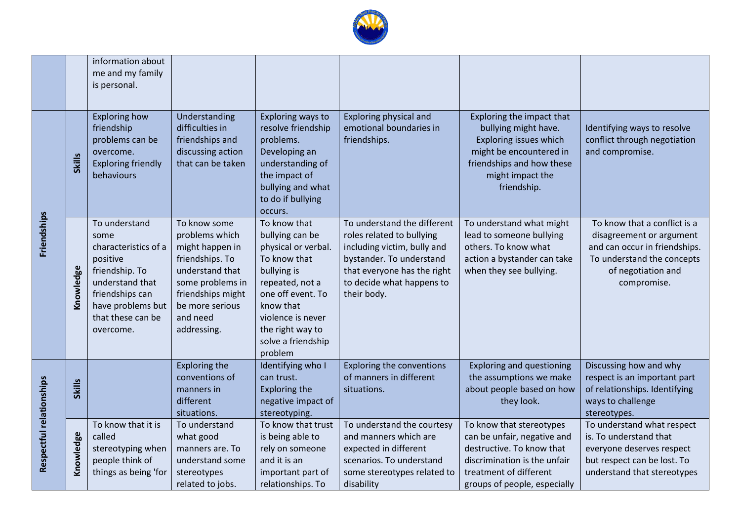|  |  |  |  |  |  |  |  |
|---|---|---|---|---|---|---|---|
|  |  | information about me and my family is personal. |  |  |  |  |  |
| Friendships | Skills | Exploring how friendship problems can be overcome. Exploring friendly behaviours | Understanding difficulties in friendships and discussing action that can be taken | Exploring ways to resolve friendship problems. Developing an understanding of the impact of bullying and what to do if bullying occurs. | Exploring physical and emotional boundaries in friendships. | Exploring the impact that bullying might have. Exploring issues which might be encountered in friendships and how these might impact the friendship. | Identifying ways to resolve conflict through negotiation and compromise. |
|  | Knowledge | To understand some characteristics of a positive friendship. To understand that friendships can have problems but that these can be overcome. | To know some problems which might happen in friendships. To understand that some problems in friendships might be more serious and need addressing. | To know that bullying can be physical or verbal. To know that bullying is repeated, not a one off event. To know that violence is never the right way to solve a friendship problem | To understand the different roles related to bullying including victim, bully and bystander. To understand that everyone has the right to decide what happens to their body. | To understand what might lead to someone bullying others. To know what action a bystander can take when they see bullying. | To know that a conflict is a disagreement or argument and can occur in friendships. To understand the concepts of negotiation and compromise. |
| Respectful relationships | Skills |  | Exploring the conventions of manners in different situations. | Identifying who I can trust. Exploring the negative impact of stereotyping. | Exploring the conventions of manners in different situations. | Exploring and questioning the assumptions we make about people based on how they look. | Discussing how and why respect is an important part of relationships. Identifying ways to challenge stereotypes. |
|  | Knowledge | To know that it is called stereotyping when people think of things as being 'for | To understand what good manners are. To understand some stereotypes related to jobs. | To know that trust is being able to rely on someone and it is an important part of relationships. To | To understand the courtesy and manners which are expected in different scenarios. To understand some stereotypes related to disability | To know that stereotypes can be unfair, negative and destructive. To know that discrimination is the unfair treatment of different groups of people, especially | To understand what respect is. To understand that everyone deserves respect but respect can be lost. To understand that stereotypes |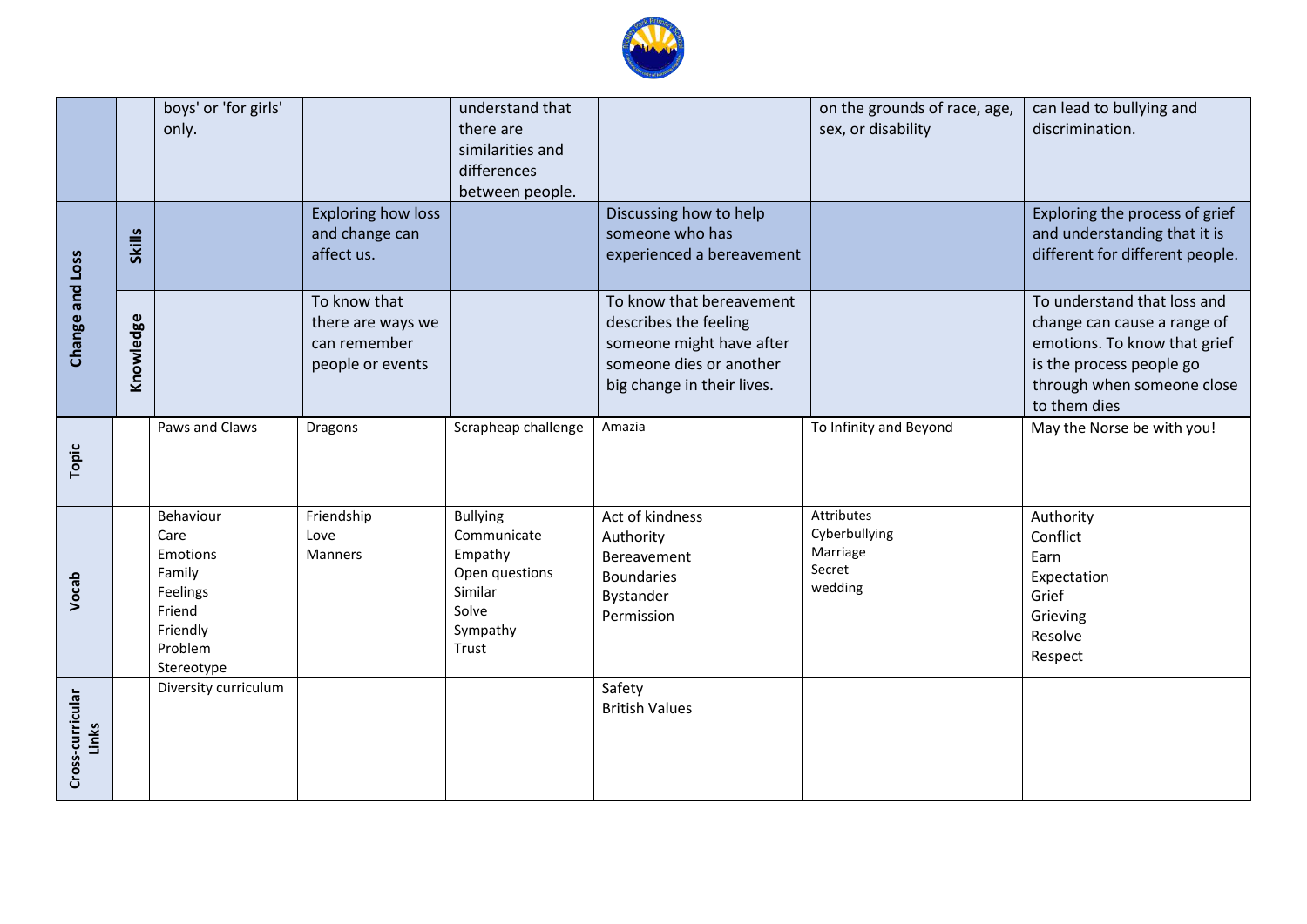| | | | | | | | |
|---|---|---|---|---|---|---|---|
| | | boys' or 'for girls' only. | | understand that there are similarities and differences between people. | | on the grounds of race, age, sex, or disability | can lead to bullying and discrimination. |
| Change and Loss | Skills | | Exploring how loss and change can affect us. | | Discussing how to help someone who has experienced a bereavement | | Exploring the process of grief and understanding that it is different for different people. |
| | Knowledge | | To know that there are ways we can remember people or events | | To know that bereavement describes the feeling someone might have after someone dies or another big change in their lives. | | To understand that loss and change can cause a range of emotions. To know that grief is the process people go through when someone close to them dies |
| Topic | | Paws and Claws | Dragons | Scrapheap challenge | Amazia | To Infinity and Beyond | May the Norse be with you! |
| Vocab | | Behaviour<br>Care<br>Emotions<br>Family<br>Feelings<br>Friend<br>Friendly<br>Problem<br>Stereotype | Friendship<br>Love<br>Manners | Bullying<br>Communicate<br>Empathy<br>Open questions<br>Similar<br>Solve<br>Sympathy<br>Trust | Act of kindness<br>Authority<br>Bereavement<br>Boundaries<br>Bystander<br>Permission | Attributes<br>Cyberbullying<br>Marriage<br>Secret<br>wedding | Authority<br>Conflict<br>Earn<br>Expectation<br>Grief<br>Grieving<br>Resolve<br>Respect |
| Cross-curricular Links | | Diversity curriculum | | | Safety<br>British Values | | |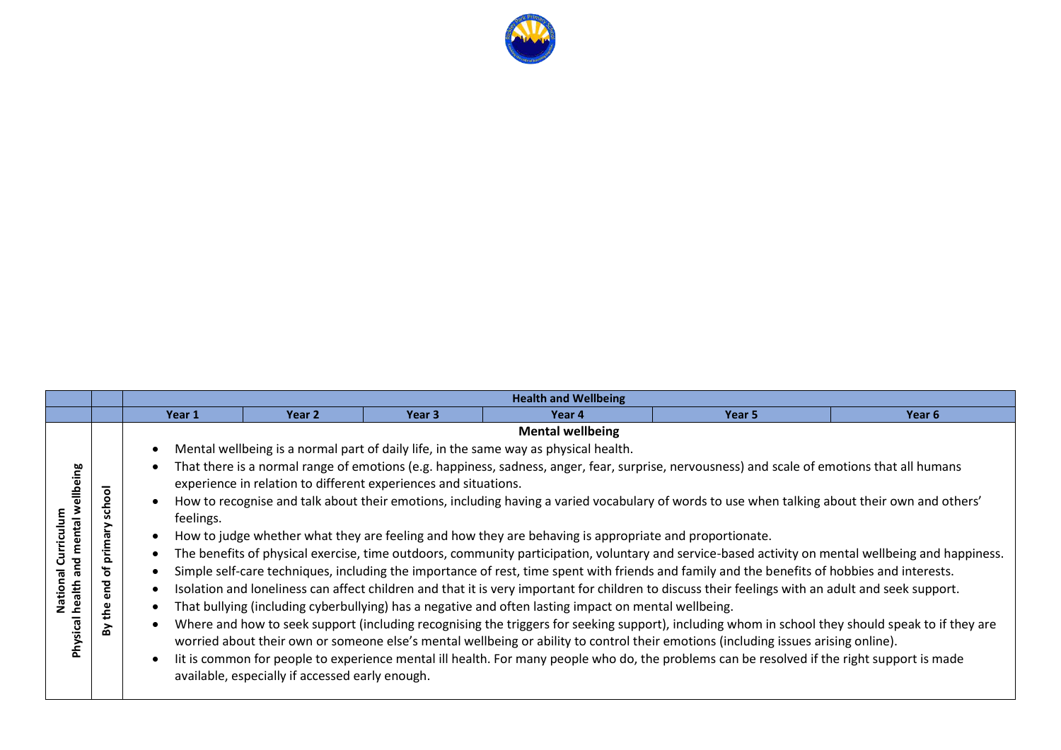| | | Health and Wellbeing | | | | | |
|---|---|---|---|---|---|---|---|
| | | Year 1 | Year 2 | Year 3 | Year 4 | Year 5 | Year 6 |
| National Curriculum Physical health and mental wellbeing | By the end of primary school | **Mental wellbeing**<br>• Mental wellbeing is a normal part of daily life, in the same way as physical health.<br>• That there is a normal range of emotions (e.g. happiness, sadness, anger, fear, surprise, nervousness) and scale of emotions that all humans experience in relation to different experiences and situations.<br>• How to recognise and talk about their emotions, including having a varied vocabulary of words to use when talking about their own and others' feelings.<br>• How to judge whether what they are feeling and how they are behaving is appropriate and proportionate.<br>• The benefits of physical exercise, time outdoors, community participation, voluntary and service-based activity on mental wellbeing and happiness.<br>• Simple self-care techniques, including the importance of rest, time spent with friends and family and the benefits of hobbies and interests.<br>• Isolation and loneliness can affect children and that it is very important for children to discuss their feelings with an adult and seek support.<br>• That bullying (including cyberbullying) has a negative and often lasting impact on mental wellbeing.<br>• Where and how to seek support (including recognising the triggers for seeking support), including whom in school they should speak to if they are worried about their own or someone else's mental wellbeing or ability to control their emotions (including issues arising online).<br>• Iit is common for people to experience mental ill health. For many people who do, the problems can be resolved if the right support is made available, especially if accessed early enough. | | | | | |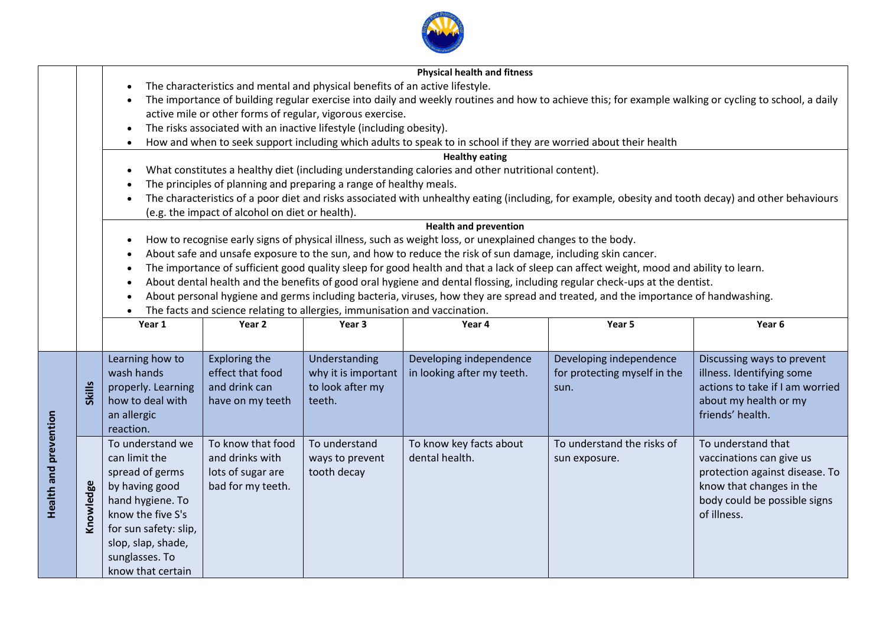**Physical health and fitness**

- The characteristics and mental and physical benefits of an active lifestyle.
- The importance of building regular exercise into daily and weekly routines and how to achieve this; for example walking or cycling to school, a daily active mile or other forms of regular, vigorous exercise.
- The risks associated with an inactive lifestyle (including obesity).
- How and when to seek support including which adults to speak to in school if they are worried about their health

**Healthy eating**

- What constitutes a healthy diet (including understanding calories and other nutritional content).
- The principles of planning and preparing a range of healthy meals.
- The characteristics of a poor diet and risks associated with unhealthy eating (including, for example, obesity and tooth decay) and other behaviours (e.g. the impact of alcohol on diet or health).

**Health and prevention**

- How to recognise early signs of physical illness, such as weight loss, or unexplained changes to the body.
- About safe and unsafe exposure to the sun, and how to reduce the risk of sun damage, including skin cancer.
- The importance of sufficient good quality sleep for good health and that a lack of sleep can affect weight, mood and ability to learn.
- About dental health and the benefits of good oral hygiene and dental flossing, including regular check-ups at the dentist.
- About personal hygiene and germs including bacteria, viruses, how they are spread and treated, and the importance of handwashing.
- The facts and science relating to allergies, immunisation and vaccination.

| | | Year 1 | Year 2 | Year 3 | Year 4 | Year 5 | Year 6 |
|---|---|---|---|---|---|---|---|
| **Health and prevention** | **Skills** | Learning how to wash hands properly. Learning how to deal with an allergic reaction. | Exploring the effect that food and drink can have on my teeth | Understanding why it is important to look after my teeth. | Developing independence in looking after my teeth. | Developing independence for protecting myself in the sun. | Discussing ways to prevent illness. Identifying some actions to take if I am worried about my health or my friends' health. |
| | **Knowledge** | To understand we can limit the spread of germs by having good hand hygiene. To know the five S's for sun safety: slip, slop, slap, shade, sunglasses. To know that certain | To know that food and drinks with lots of sugar are bad for my teeth. | To understand ways to prevent tooth decay | To know key facts about dental health. | To understand the risks of sun exposure. | To understand that vaccinations can give us protection against disease. To know that changes in the body could be possible signs of illness. |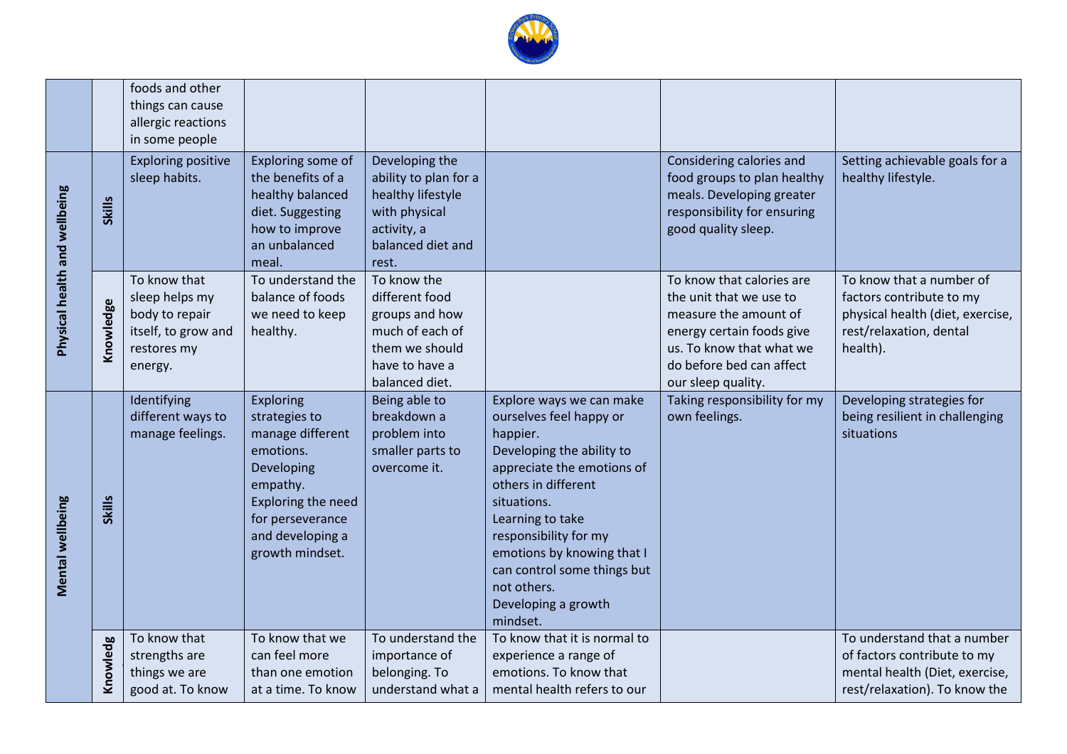| | | | | | | | |
|---|---|---|---|---|---|---|---|
| | | foods and other things can cause allergic reactions in some people | | | | | |
| Physical health and wellbeing | Skills | Exploring positive sleep habits. | Exploring some of the benefits of a healthy balanced diet. Suggesting how to improve an unbalanced meal. | Developing the ability to plan for a healthy lifestyle with physical activity, a balanced diet and rest. | | Considering calories and food groups to plan healthy meals. Developing greater responsibility for ensuring good quality sleep. | Setting achievable goals for a healthy lifestyle. |
| | Knowledge | To know that sleep helps my body to repair itself, to grow and restores my energy. | To understand the balance of foods we need to keep healthy. | To know the different food groups and how much of each of them we should have to have a balanced diet. | | To know that calories are the unit that we use to measure the amount of energy certain foods give us. To know that what we do before bed can affect our sleep quality. | To know that a number of factors contribute to my physical health (diet, exercise, rest/relaxation, dental health). |
| Mental wellbeing | Skills | Identifying different ways to manage feelings. | Exploring strategies to manage different emotions. Developing empathy. Exploring the need for perseverance and developing a growth mindset. | Being able to breakdown a problem into smaller parts to overcome it. | Explore ways we can make ourselves feel happy or happier. Developing the ability to appreciate the emotions of others in different situations. Learning to take responsibility for my emotions by knowing that I can control some things but not others. Developing a growth mindset. | Taking responsibility for my own feelings. | Developing strategies for being resilient in challenging situations |
| | Knowledg | To know that strengths are things we are good at. To know | To know that we can feel more than one emotion at a time. To know | To understand the importance of belonging. To understand what a | To know that it is normal to experience a range of emotions. To know that mental health refers to our | | To understand that a number of factors contribute to my mental health (Diet, exercise, rest/relaxation). To know the |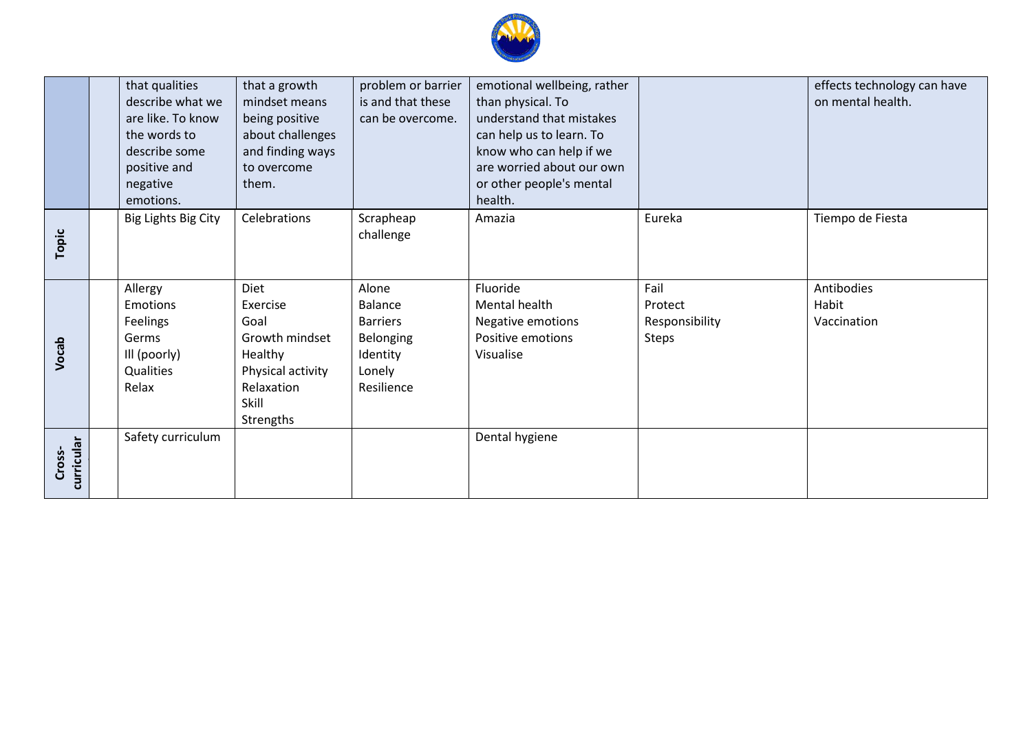| | | | | | | | |
|---|---|---|---|---|---|---|---|
| | | that qualities describe what we are like. To know the words to describe some positive and negative emotions. | that a growth mindset means being positive about challenges and finding ways to overcome them. | problem or barrier is and that these can be overcome. | emotional wellbeing, rather than physical. To understand that mistakes can help us to learn. To know who can help if we are worried about our own or other people's mental health. | | effects technology can have on mental health. |
| **Topic** | | Big Lights Big City | Celebrations | Scrapheap challenge | Amazia | Eureka | Tiempo de Fiesta |
| **Vocab** | | Allergy<br>Emotions<br>Feelings<br>Germs<br>Ill (poorly)<br>Qualities<br>Relax | Diet<br>Exercise<br>Goal<br>Growth mindset<br>Healthy<br>Physical activity<br>Relaxation<br>Skill<br>Strengths | Alone<br>Balance<br>Barriers<br>Belonging<br>Identity<br>Lonely<br>Resilience | Fluoride<br>Mental health<br>Negative emotions<br>Positive emotions<br>Visualise | Fail<br>Protect<br>Responsibility<br>Steps | Antibodies<br>Habit<br>Vaccination |
| **Cross-curricular** | | Safety curriculum | | | Dental hygiene | | |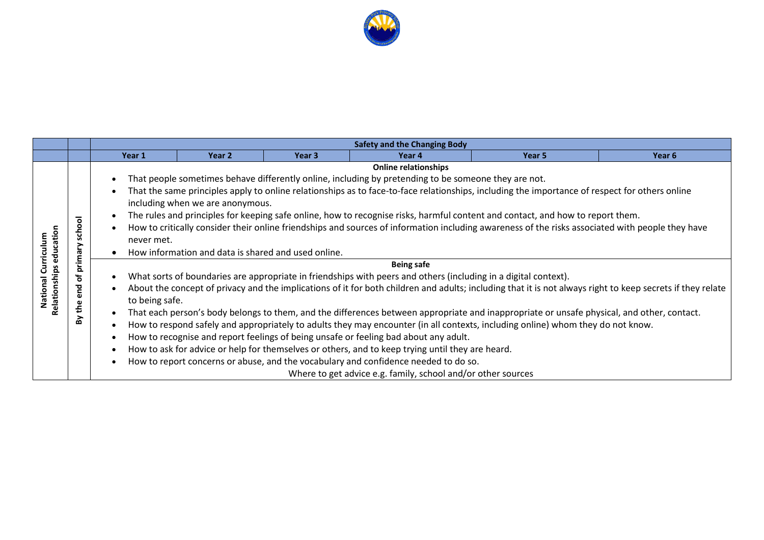| | | Safety and the Changing Body | | | | | |
|---|---|---|---|---|---|---|---|
| | | Year 1 | Year 2 | Year 3 | Year 4 | Year 5 | Year 6 |
| National Curriculum Relationships education | By the end of primary school | **Online relationships**<br>• That people sometimes behave differently online, including by pretending to be someone they are not.<br>• That the same principles apply to online relationships as to face-to-face relationships, including the importance of respect for others online including when we are anonymous.<br>• The rules and principles for keeping safe online, how to recognise risks, harmful content and contact, and how to report them.<br>• How to critically consider their online friendships and sources of information including awareness of the risks associated with people they have never met.<br>• How information and data is shared and used online. | | | | | |
| | | **Being safe**<br>• What sorts of boundaries are appropriate in friendships with peers and others (including in a digital context).<br>• About the concept of privacy and the implications of it for both children and adults; including that it is not always right to keep secrets if they relate to being safe.<br>• That each person's body belongs to them, and the differences between appropriate and inappropriate or unsafe physical, and other, contact.<br>• How to respond safely and appropriately to adults they may encounter (in all contexts, including online) whom they do not know.<br>• How to recognise and report feelings of being unsafe or feeling bad about any adult.<br>• How to ask for advice or help for themselves or others, and to keep trying until they are heard.<br>• How to report concerns or abuse, and the vocabulary and confidence needed to do so.<br>Where to get advice e.g. family, school and/or other sources | | | | | |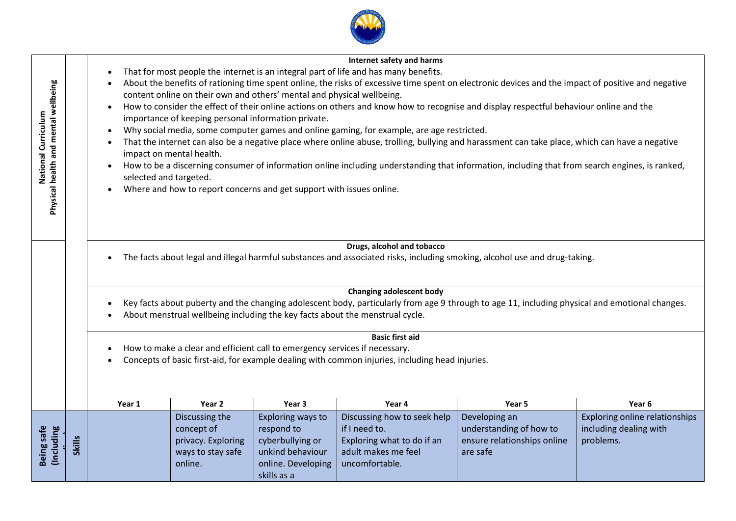| National Curriculum Physical health and mental wellbeing | | **Internet safety and harms**<br>• That for most people the internet is an integral part of life and has many benefits.<br>• About the benefits of rationing time spent online, the risks of excessive time spent on electronic devices and the impact of positive and negative content online on their own and others' mental and physical wellbeing.<br>• How to consider the effect of their online actions on others and know how to recognise and display respectful behaviour online and the importance of keeping personal information private.<br>• Why social media, some computer games and online gaming, for example, are age restricted.<br>• That the internet can also be a negative place where online abuse, trolling, bullying and harassment can take place, which can have a negative impact on mental health.<br>• How to be a discerning consumer of information online including understanding that information, including that from search engines, is ranked, selected and targeted.<br>• Where and how to report concerns and get support with issues online. | | | | | |
|---|---|---|---|---|---|---|---|
| | | **Drugs, alcohol and tobacco**<br>• The facts about legal and illegal harmful substances and associated risks, including smoking, alcohol use and drug-taking. | | | | | |
| | | **Changing adolescent body**<br>• Key facts about puberty and the changing adolescent body, particularly from age 9 through to age 11, including physical and emotional changes.<br>• About menstrual wellbeing including the key facts about the menstrual cycle. | | | | | |
| | | **Basic first aid**<br>• How to make a clear and efficient call to emergency services if necessary.<br>• Concepts of basic first-aid, for example dealing with common injuries, including head injuries. | | | | | |
| | | **Year 1** | **Year 2** | **Year 3** | **Year 4** | **Year 5** | **Year 6** |
| **Being safe (Including** | **Skills** | | Discussing the concept of privacy. Exploring ways to stay safe online. | Exploring ways to respond to cyberbullying or unkind behaviour online. Developing skills as a | Discussing how to seek help if I need to.<br>Exploring what to do if an adult makes me feel uncomfortable. | Developing an understanding of how to ensure relationships online are safe | Exploring online relationships including dealing with problems. |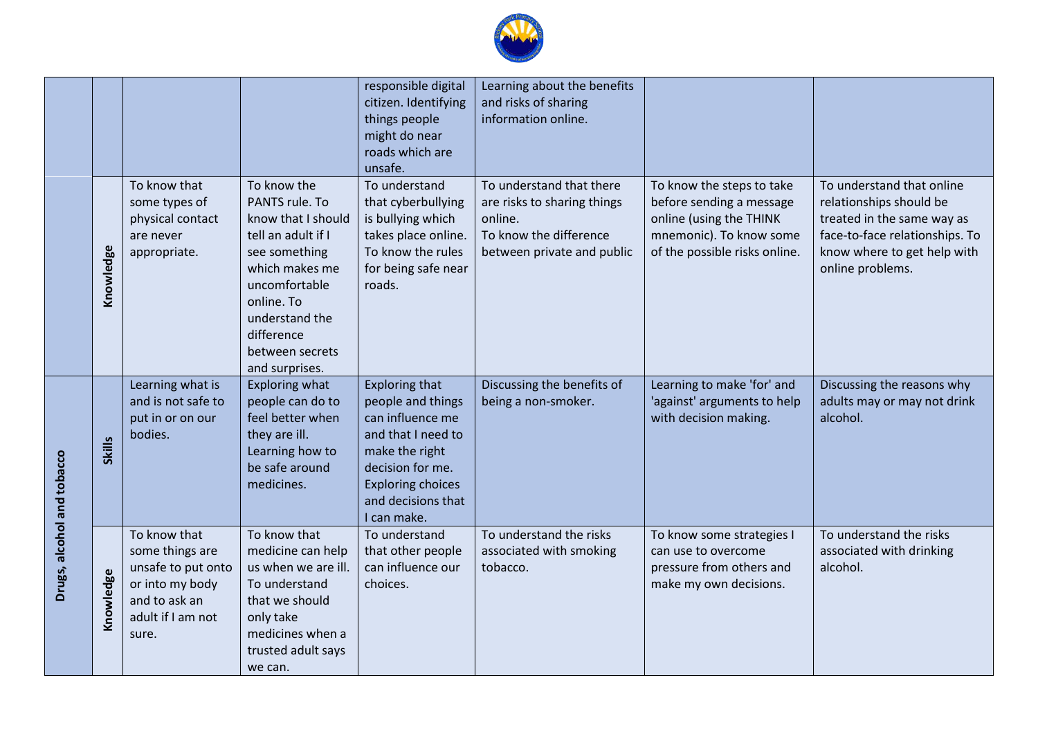| | | | | | | | |
|---|---|---|---|---|---|---|---|
| | | | | responsible digital citizen. Identifying things people might do near roads which are unsafe. | Learning about the benefits and risks of sharing information online. | | |
| | Knowledge | To know that some types of physical contact are never appropriate. | To know the PANTS rule. To know that I should tell an adult if I see something which makes me uncomfortable online. To understand the difference between secrets and surprises. | To understand that cyberbullying is bullying which takes place online. To know the rules for being safe near roads. | To understand that there are risks to sharing things online. To know the difference between private and public | To know the steps to take before sending a message online (using the THINK mnemonic). To know some of the possible risks online. | To understand that online relationships should be treated in the same way as face-to-face relationships. To know where to get help with online problems. |
| Drugs, alcohol and tobacco | Skills | Learning what is and is not safe to put in or on our bodies. | Exploring what people can do to feel better when they are ill. Learning how to be safe around medicines. | Exploring that people and things can influence me and that I need to make the right decision for me. Exploring choices and decisions that I can make. | Discussing the benefits of being a non-smoker. | Learning to make 'for' and 'against' arguments to help with decision making. | Discussing the reasons why adults may or may not drink alcohol. |
| | Knowledge | To know that some things are unsafe to put onto or into my body and to ask an adult if I am not sure. | To know that medicine can help us when we are ill. To understand that we should only take medicines when a trusted adult says we can. | To understand that other people can influence our choices. | To understand the risks associated with smoking tobacco. | To know some strategies I can use to overcome pressure from others and make my own decisions. | To understand the risks associated with drinking alcohol. |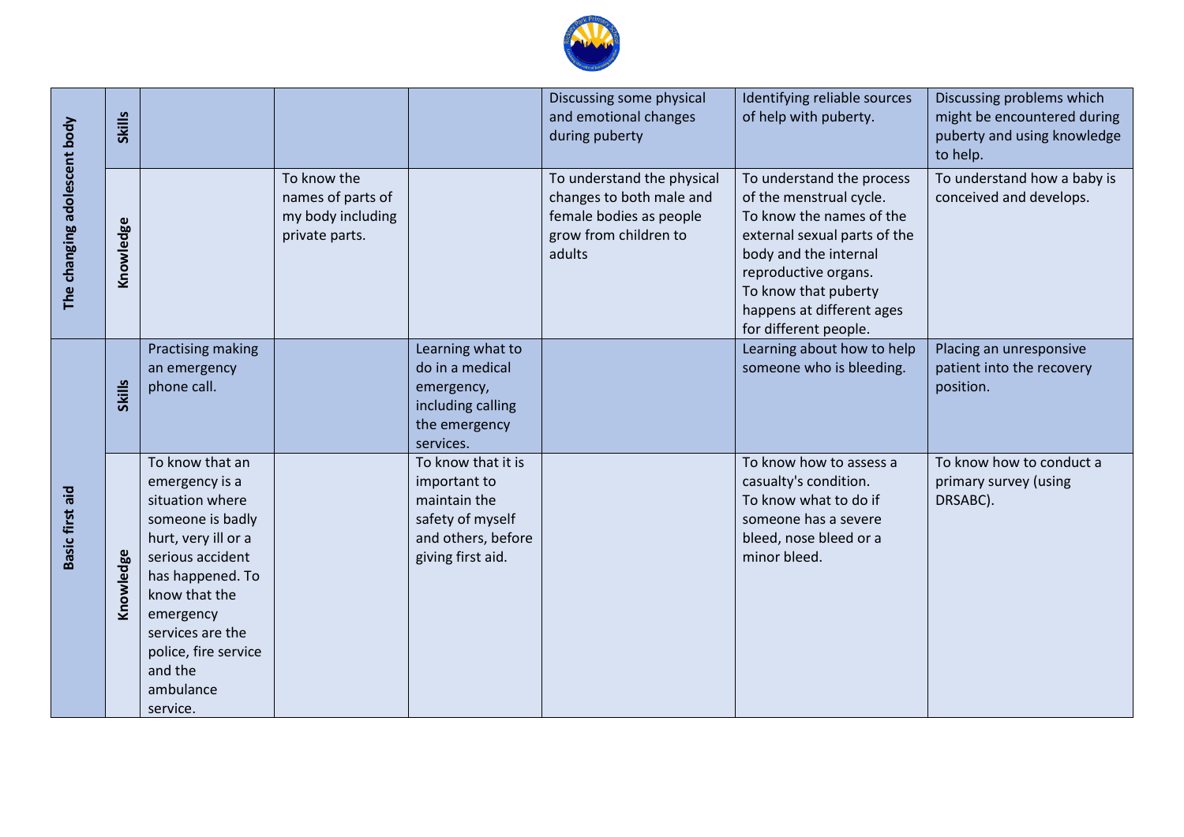| | | | | | | | |
|---|---|---|---|---|---|---|---|
| The changing adolescent body | Skills | | | | Discussing some physical and emotional changes during puberty | Identifying reliable sources of help with puberty. | Discussing problems which might be encountered during puberty and using knowledge to help. |
| | Knowledge | | To know the names of parts of my body including private parts. | | To understand the physical changes to both male and female bodies as people grow from children to adults | To understand the process of the menstrual cycle. To know the names of the external sexual parts of the body and the internal reproductive organs. To know that puberty happens at different ages for different people. | To understand how a baby is conceived and develops. |
| Basic first aid | Skills | Practising making an emergency phone call. | | Learning what to do in a medical emergency, including calling the emergency services. | | Learning about how to help someone who is bleeding. | Placing an unresponsive patient into the recovery position. |
| | Knowledge | To know that an emergency is a situation where someone is badly hurt, very ill or a serious accident has happened. To know that the emergency services are the police, fire service and the ambulance service. | | To know that it is important to maintain the safety of myself and others, before giving first aid. | | To know how to assess a casualty's condition. To know what to do if someone has a severe bleed, nose bleed or a minor bleed. | To know how to conduct a primary survey (using DRSABC). |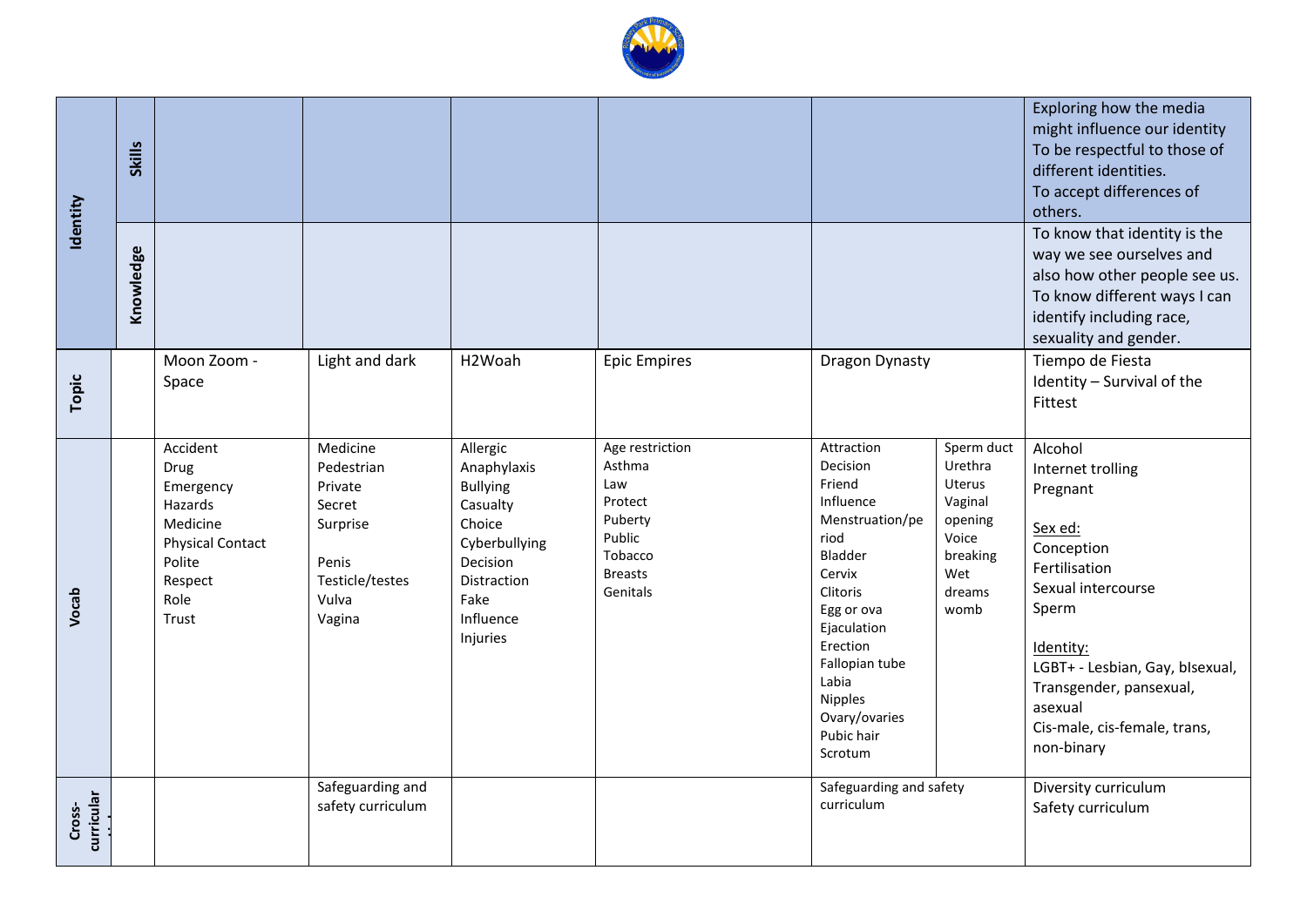| | | | | | | | |
|---|---|---|---|---|---|---|---|
| Identity | Skills | | | | | | Exploring how the media might influence our identity<br>To be respectful to those of different identities.<br>To accept differences of others. |
| | Knowledge | | | | | | To know that identity is the way we see ourselves and also how other people see us.<br>To know different ways I can identify including race, sexuality and gender. |
| Topic | | Moon Zoom - Space | Light and dark | H2Woah | Epic Empires | Dragon Dynasty | Tiempo de Fiesta<br>Identity – Survival of the Fittest |
| Vocab | | Accident<br>Drug<br>Emergency<br>Hazards<br>Medicine<br>Physical Contact<br>Polite<br>Respect<br>Role<br>Trust | Medicine<br>Pedestrian<br>Private<br>Secret<br>Surprise<br><br>Penis<br>Testicle/testes<br>Vulva<br>Vagina | Allergic<br>Anaphylaxis<br>Bullying<br>Casualty<br>Choice<br>Cyberbullying<br>Decision<br>Distraction<br>Fake<br>Influence<br>Injuries | Age restriction<br>Asthma<br>Law<br>Protect<br>Puberty<br>Public<br>Tobacco<br>Breasts<br>Genitals | Attraction<br>Decision<br>Friend<br>Influence<br>Menstruation/period<br>Bladder<br>Cervix<br>Clitoris<br>Egg or ova<br>Ejaculation<br>Erection<br>Fallopian tube<br>Labia<br>Nipples<br>Ovary/ovaries<br>Pubic hair<br>Scrotum<br><br>Sperm duct<br>Urethra<br>Uterus<br>Vaginal opening<br>Voice breaking<br>Wet dreams<br>womb | Alcohol<br>Internet trolling<br>Pregnant<br><br>Sex ed:<br>Conception<br>Fertilisation<br>Sexual intercourse<br>Sperm<br><br>Identity:<br>LGBT+ - Lesbian, Gay, bIsexual, Transgender, pansexual, asexual<br>Cis-male, cis-female, trans, non-binary |
| Cross-curricular links | | | Safeguarding and safety curriculum | | | Safeguarding and safety curriculum | Diversity curriculum<br>Safety curriculum |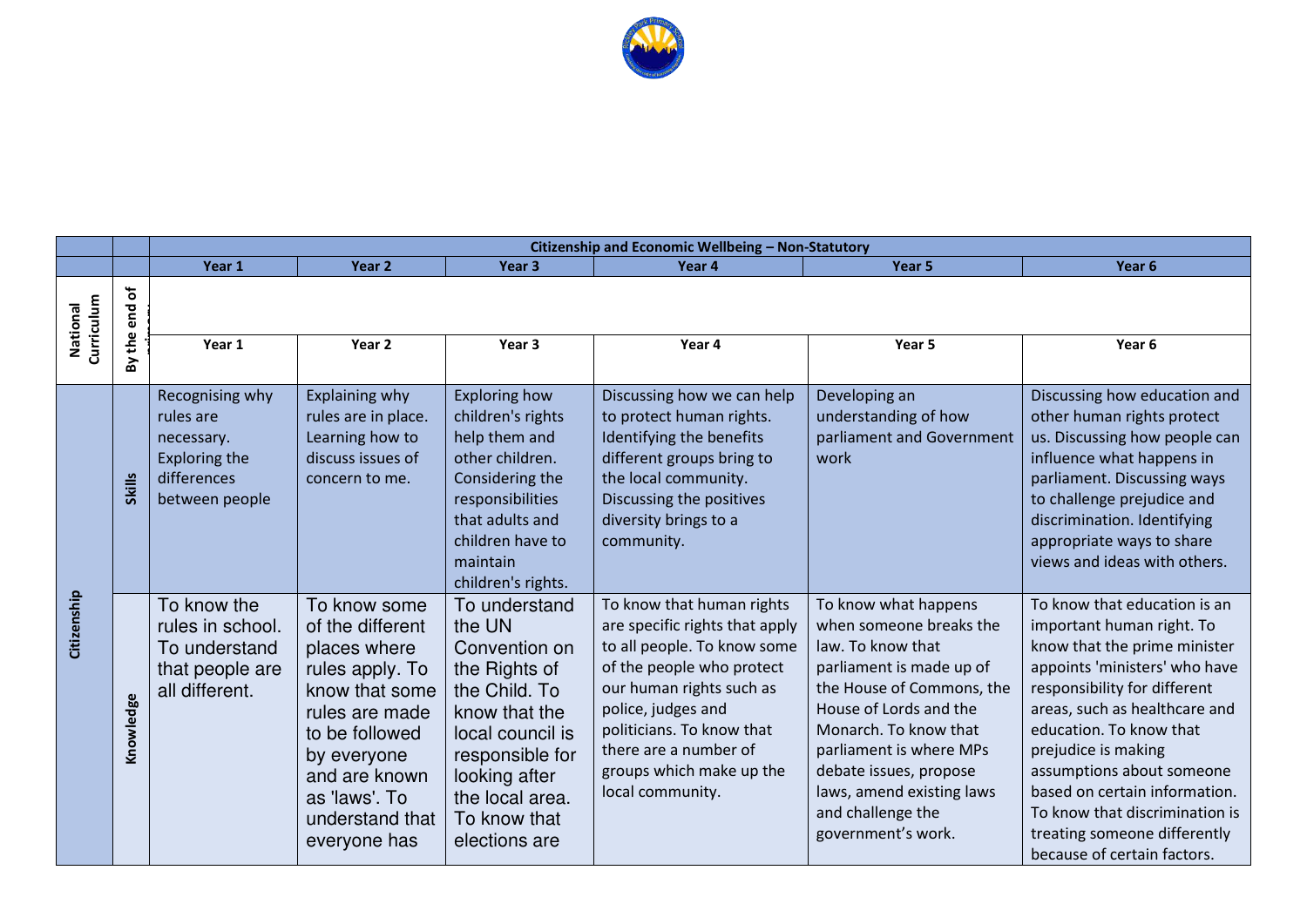| | | Citizenship and Economic Wellbeing – Non-Statutory | | | | | |
|---|---|---|---|---|---|---|---|
| | | Year 1 | Year 2 | Year 3 | Year 4 | Year 5 | Year 6 |
| National Curriculum | By the end of | | | | | | |
| | | Year 1 | Year 2 | Year 3 | Year 4 | Year 5 | Year 6 |
| Citizenship | Skills | Recognising why rules are necessary. Exploring the differences between people | Explaining why rules are in place. Learning how to discuss issues of concern to me. | Exploring how children's rights help them and other children. Considering the responsibilities that adults and children have to maintain children's rights. | Discussing how we can help to protect human rights. Identifying the benefits different groups bring to the local community. Discussing the positives diversity brings to a community. | Developing an understanding of how parliament and Government work | Discussing how education and other human rights protect us. Discussing how people can influence what happens in parliament. Discussing ways to challenge prejudice and discrimination. Identifying appropriate ways to share views and ideas with others. |
| | Knowledge | To know the rules in school. To understand that people are all different. | To know some of the different places where rules apply. To know that some rules are made to be followed by everyone and are known as 'laws'. To understand that everyone has | To understand the UN Convention on the Rights of the Child. To know that the local council is responsible for looking after the local area. To know that elections are | To know that human rights are specific rights that apply to all people. To know some of the people who protect our human rights such as police, judges and politicians. To know that there are a number of groups which make up the local community. | To know what happens when someone breaks the law. To know that parliament is made up of the House of Commons, the House of Lords and the Monarch. To know that parliament is where MPs debate issues, propose laws, amend existing laws and challenge the government's work. | To know that education is an important human right. To know that the prime minister appoints 'ministers' who have responsibility for different areas, such as healthcare and education. To know that prejudice is making assumptions about someone based on certain information. To know that discrimination is treating someone differently because of certain factors. |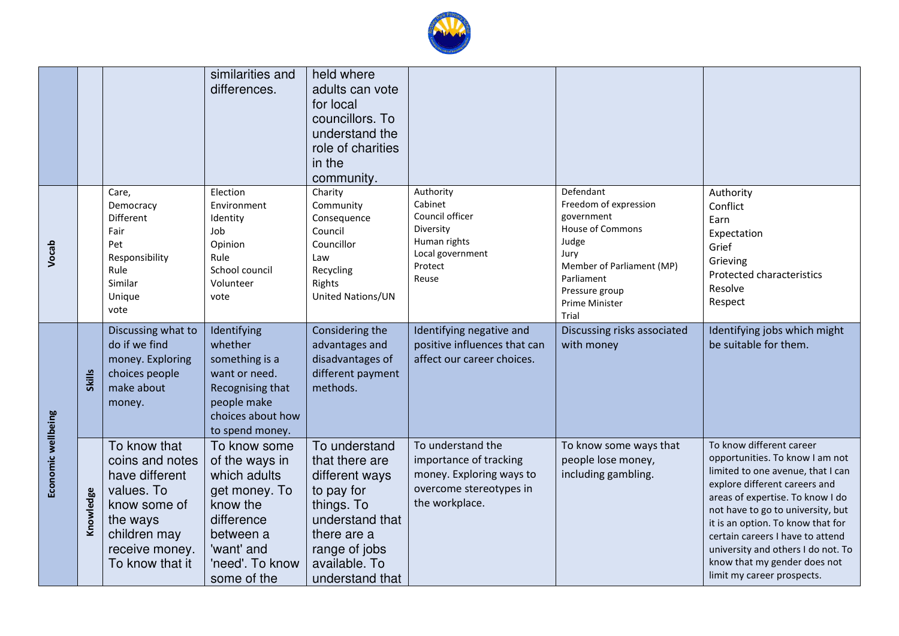| | | | | | | | |
|---|---|---|---|---|---|---|---|
| | | | similarities and differences. | held where adults can vote for local councillors. To understand the role of charities in the community. | | | |
| **Vocab** | | Care, Democracy, Different, Fair, Pet, Responsibility, Rule, Similar, Unique, vote | Election, Environment, Identity, Job, Opinion, Rule, School council, Volunteer, vote | Charity, Community, Consequence, Council, Councillor, Law, Recycling, Rights, United Nations/UN | Authority, Cabinet, Council officer, Diversity, Human rights, Local government, Protect, Reuse | Defendant, Freedom of expression, government, House of Commons, Judge, Jury, Member of Parliament (MP), Parliament, Pressure group, Prime Minister, Trial | Authority, Conflict, Earn, Expectation, Grief, Grieving, Protected characteristics, Resolve, Respect |
| **Economic wellbeing** | **Skills** | Discussing what to do if we find money. Exploring choices people make about money. | Identifying whether something is a want or need. Recognising that people make choices about how to spend money. | Considering the advantages and disadvantages of different payment methods. | Identifying negative and positive influences that can affect our career choices. | Discussing risks associated with money | Identifying jobs which might be suitable for them. |
| | **Knowledge** | To know that coins and notes have different values. To know some of the ways children may receive money. To know that it | To know some of the ways in which adults get money. To know the difference between a 'want' and 'need'. To know some of the | To understand that there are different ways to pay for things. To understand that there are a range of jobs available. To understand that | To understand the importance of tracking money. Exploring ways to overcome stereotypes in the workplace. | To know some ways that people lose money, including gambling. | To know different career opportunities. To know I am not limited to one avenue, that I can explore different careers and areas of expertise. To know I do not have to go to university, but it is an option. To know that for certain careers I have to attend university and others I do not. To know that my gender does not limit my career prospects. |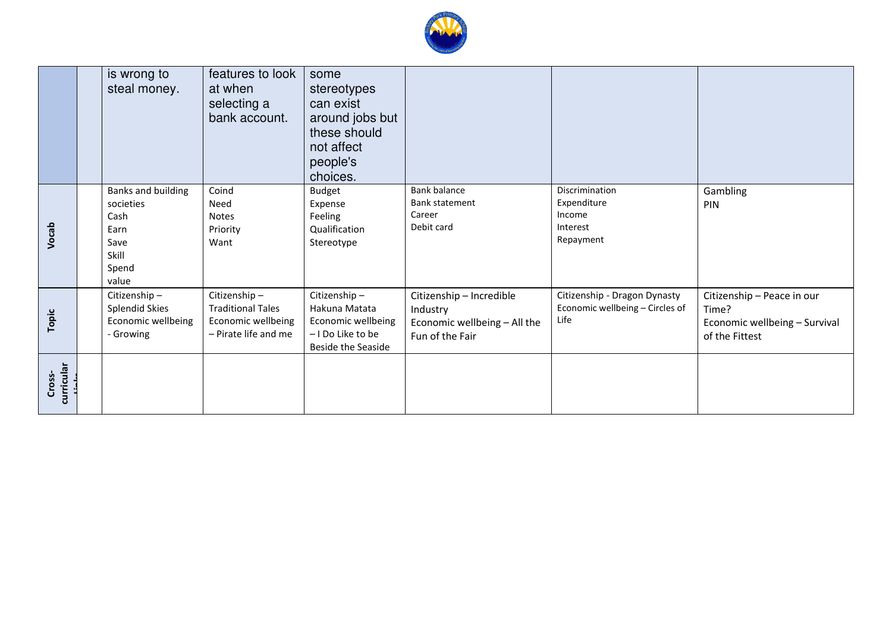| | | | | | | | |
|---|---|---|---|---|---|---|---|
| | | is wrong to steal money. | features to look at when selecting a bank account. | some stereotypes can exist around jobs but these should not affect people's choices. | | | |
| **Vocab** | | Banks and building societies<br>Cash<br>Earn<br>Save<br>Skill<br>Spend<br>value | Coind<br>Need<br>Notes<br>Priority<br>Want | Budget<br>Expense<br>Feeling<br>Qualification<br>Stereotype | Bank balance<br>Bank statement<br>Career<br>Debit card | Discrimination<br>Expenditure<br>Income<br>Interest<br>Repayment | Gambling<br>PIN |
| **Topic** | | Citizenship – Splendid Skies<br>Economic wellbeing - Growing | Citizenship – Traditional Tales<br>Economic wellbeing – Pirate life and me | Citizenship – Hakuna Matata<br>Economic wellbeing – I Do Like to be Beside the Seaside | Citizenship – Incredible Industry<br>Economic wellbeing – All the Fun of the Fair | Citizenship - Dragon Dynasty<br>Economic wellbeing – Circles of Life | Citizenship – Peace in our Time?<br>Economic wellbeing – Survival of the Fittest |
| **Cross-curricular links** | | | | | | | |